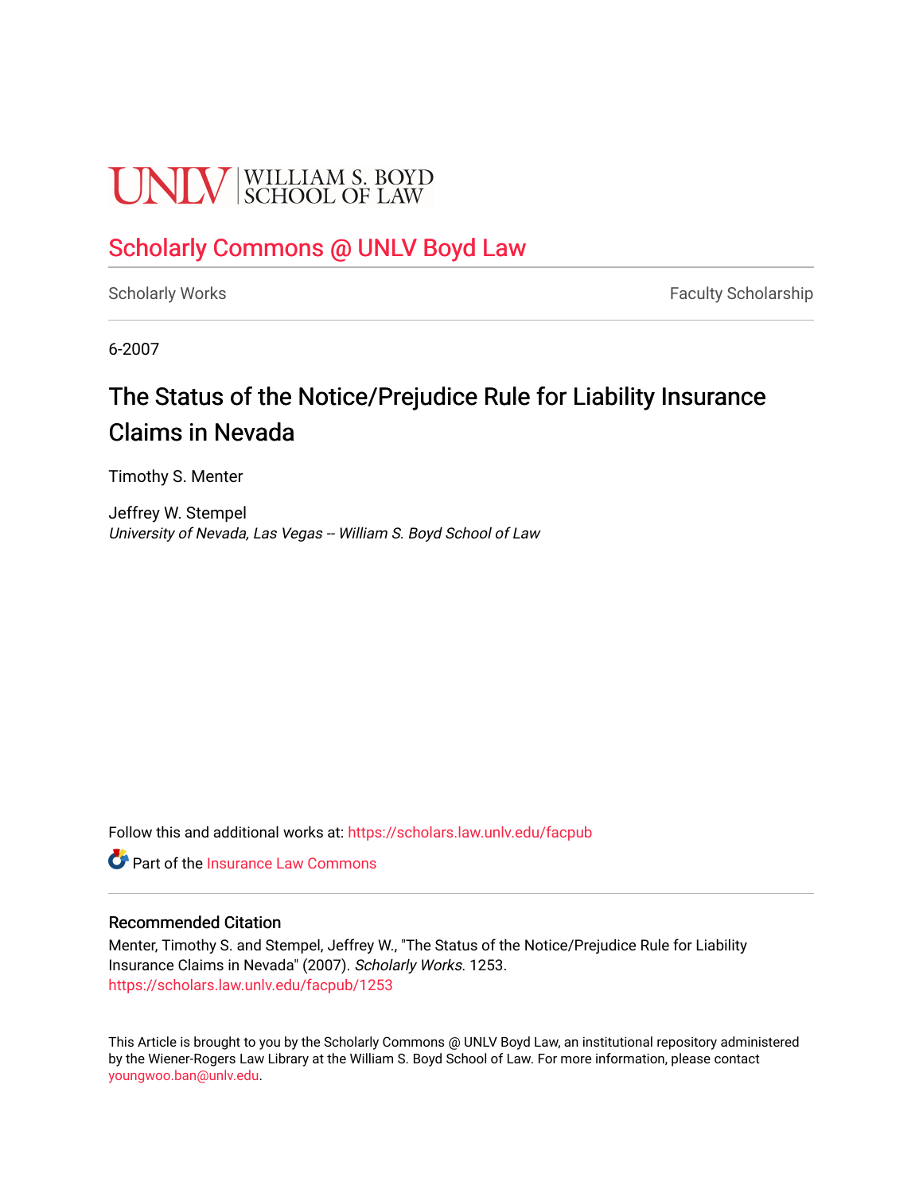UNLV | WILLIAM S. BOYD SCHOOL OF LAW

## Scholarly Commons @ UNLV Boyd Law

Scholarly Works | Faculty Scholarship

6-2007

# The Status of the Notice/Prejudice Rule for Liability Insurance Claims in Nevada

Timothy S. Menter

Jeffrey W. Stempel
*University of Nevada, Las Vegas -- William S. Boyd School of Law*

Follow this and additional works at: https://scholars.law.unlv.edu/facpub

Part of the Insurance Law Commons

### Recommended Citation

Menter, Timothy S. and Stempel, Jeffrey W., "The Status of the Notice/Prejudice Rule for Liability Insurance Claims in Nevada" (2007). *Scholarly Works*. 1253.
https://scholars.law.unlv.edu/facpub/1253

This Article is brought to you by the Scholarly Commons @ UNLV Boyd Law, an institutional repository administered by the Wiener-Rogers Law Library at the William S. Boyd School of Law. For more information, please contact youngwoo.ban@unlv.edu.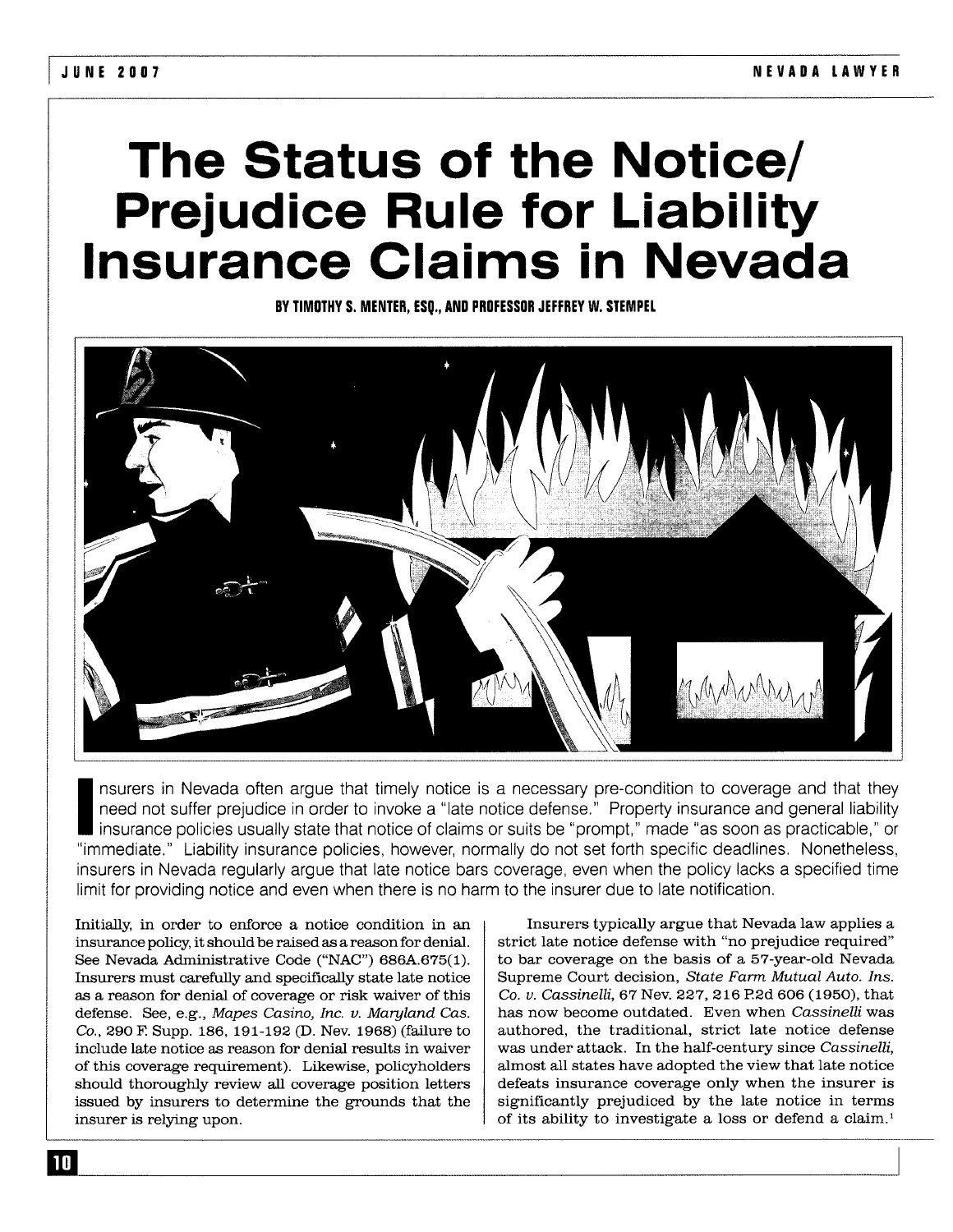# The Status of the Notice/ Prejudice Rule for Liability Insurance Claims in Nevada

BY TIMOTHY S. MENTER, ESQ., AND PROFESSOR JEFFREY W. STEMPEL

Insurers in Nevada often argue that timely notice is a necessary pre-condition to coverage and that they need not suffer prejudice in order to invoke a "late notice defense." Property insurance and general liability insurance policies usually state that notice of claims or suits be "prompt," made "as soon as practicable," or "immediate." Liability insurance policies, however, normally do not set forth specific deadlines. Nonetheless, insurers in Nevada regularly argue that late notice bars coverage, even when the policy lacks a specified time limit for providing notice and even when there is no harm to the insurer due to late notification.

Initially, in order to enforce a notice condition in an insurance policy, it should be raised as a reason for denial. See Nevada Administrative Code ("NAC") 686A.675(1). Insurers must carefully and specifically state late notice as a reason for denial of coverage or risk waiver of this defense. See, e.g., *Mapes Casino, Inc. v. Maryland Cas. Co.*, 290 F. Supp. 186, 191-192 (D. Nev. 1968) (failure to include late notice as reason for denial results in waiver of this coverage requirement). Likewise, policyholders should thoroughly review all coverage position letters issued by insurers to determine the grounds that the insurer is relying upon.

Insurers typically argue that Nevada law applies a strict late notice defense with "no prejudice required" to bar coverage on the basis of a 57-year-old Nevada Supreme Court decision, *State Farm Mutual Auto. Ins. Co. v. Cassinelli*, 67 Nev. 227, 216 P.2d 606 (1950), that has now become outdated. Even when *Cassinelli* was authored, the traditional, strict late notice defense was under attack. In the half-century since *Cassinelli*, almost all states have adopted the view that late notice defeats insurance coverage only when the insurer is significantly prejudiced by the late notice in terms of its ability to investigate a loss or defend a claim.[1]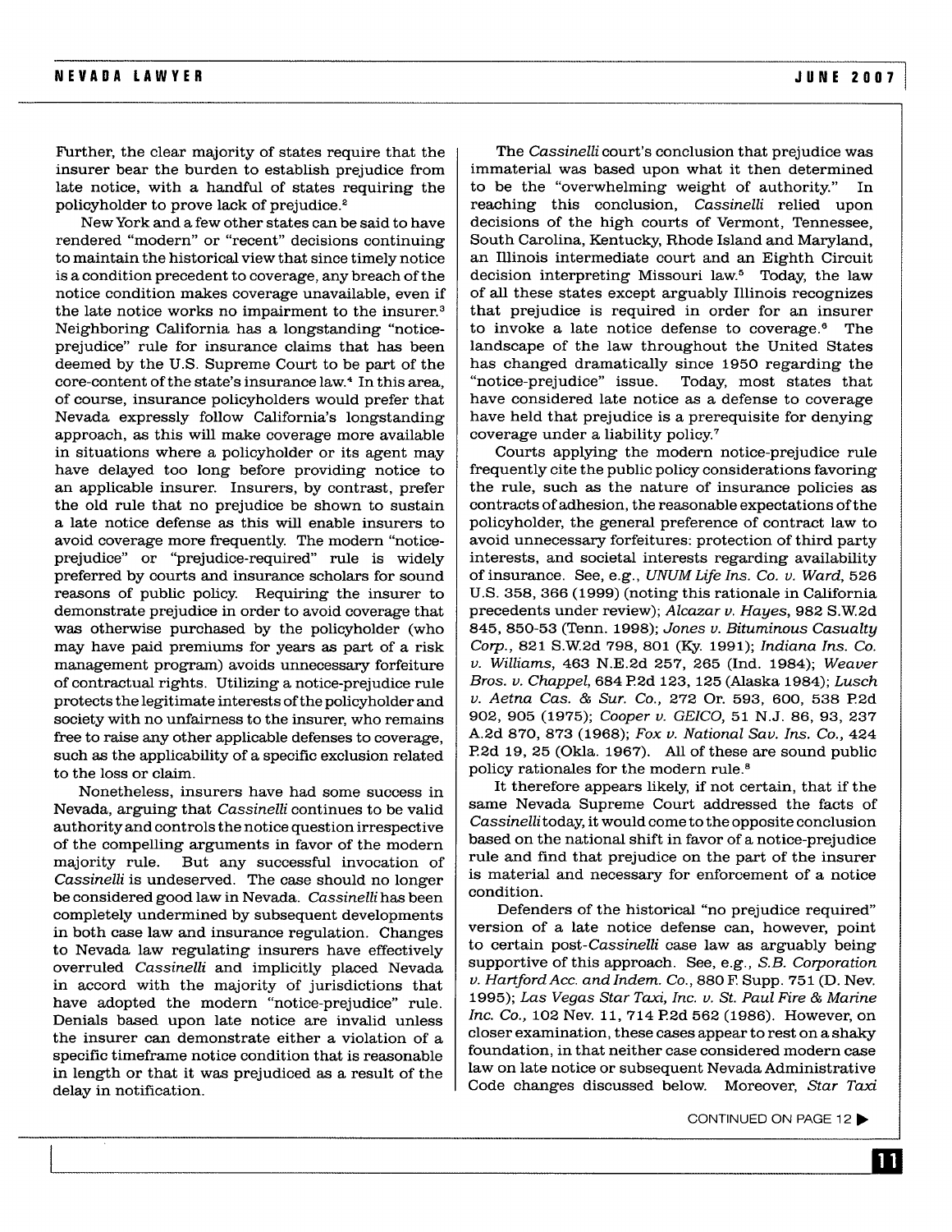Further, the clear majority of states require that the insurer bear the burden to establish prejudice from late notice, with a handful of states requiring the policyholder to prove lack of prejudice.[2]

New York and a few other states can be said to have rendered "modern" or "recent" decisions continuing to maintain the historical view that since timely notice is a condition precedent to coverage, any breach of the notice condition makes coverage unavailable, even if the late notice works no impairment to the insurer.[3] Neighboring California has a longstanding "notice-prejudice" rule for insurance claims that has been deemed by the U.S. Supreme Court to be part of the core-content of the state's insurance law.[4] In this area, of course, insurance policyholders would prefer that Nevada expressly follow California's longstanding approach, as this will make coverage more available in situations where a policyholder or its agent may have delayed too long before providing notice to an applicable insurer. Insurers, by contrast, prefer the old rule that no prejudice be shown to sustain a late notice defense as this will enable insurers to avoid coverage more frequently. The modern "notice-prejudice" or "prejudice-required" rule is widely preferred by courts and insurance scholars for sound reasons of public policy. Requiring the insurer to demonstrate prejudice in order to avoid coverage that was otherwise purchased by the policyholder (who may have paid premiums for years as part of a risk management program) avoids unnecessary forfeiture of contractual rights. Utilizing a notice-prejudice rule protects the legitimate interests of the policyholder and society with no unfairness to the insurer, who remains free to raise any other applicable defenses to coverage, such as the applicability of a specific exclusion related to the loss or claim.

Nonetheless, insurers have had some success in Nevada, arguing that *Cassinelli* continues to be valid authority and controls the notice question irrespective of the compelling arguments in favor of the modern majority rule. But any successful invocation of *Cassinelli* is undeserved. The case should no longer be considered good law in Nevada. *Cassinelli* has been completely undermined by subsequent developments in both case law and insurance regulation. Changes to Nevada law regulating insurers have effectively overruled *Cassinelli* and implicitly placed Nevada in accord with the majority of jurisdictions that have adopted the modern "notice-prejudice" rule. Denials based upon late notice are invalid unless the insurer can demonstrate either a violation of a specific timeframe notice condition that is reasonable in length or that it was prejudiced as a result of the delay in notification.

The *Cassinelli* court's conclusion that prejudice was immaterial was based upon what it then determined to be the "overwhelming weight of authority." In reaching this conclusion, *Cassinelli* relied upon decisions of the high courts of Vermont, Tennessee, South Carolina, Kentucky, Rhode Island and Maryland, an Illinois intermediate court and an Eighth Circuit decision interpreting Missouri law.[5] Today, the law of all these states except arguably Illinois recognizes that prejudice is required in order for an insurer to invoke a late notice defense to coverage.[6] The landscape of the law throughout the United States has changed dramatically since 1950 regarding the "notice-prejudice" issue. Today, most states that have considered late notice as a defense to coverage have held that prejudice is a prerequisite for denying coverage under a liability policy.[7]

Courts applying the modern notice-prejudice rule frequently cite the public policy considerations favoring the rule, such as the nature of insurance policies as contracts of adhesion, the reasonable expectations of the policyholder, the general preference of contract law to avoid unnecessary forfeitures: protection of third party interests, and societal interests regarding availability of insurance. See, e.g., *UNUM Life Ins. Co. v. Ward*, 526 U.S. 358, 366 (1999) (noting this rationale in California precedents under review); *Alcazar v. Hayes*, 982 S.W.2d 845, 850-53 (Tenn. 1998); *Jones v. Bituminous Casualty Corp.*, 821 S.W.2d 798, 801 (Ky. 1991); *Indiana Ins. Co. v. Williams*, 463 N.E.2d 257, 265 (Ind. 1984); *Weaver Bros. v. Chappel*, 684 P.2d 123, 125 (Alaska 1984); *Lusch v. Aetna Cas. & Sur. Co.*, 272 Or. 593, 600, 538 P.2d 902, 905 (1975); *Cooper v. GEICO*, 51 N.J. 86, 93, 237 A.2d 870, 873 (1968); *Fox v. National Sav. Ins. Co.*, 424 P.2d 19, 25 (Okla. 1967). All of these are sound public policy rationales for the modern rule.[8]

It therefore appears likely, if not certain, that if the same Nevada Supreme Court addressed the facts of *Cassinelli* today, it would come to the opposite conclusion based on the national shift in favor of a notice-prejudice rule and find that prejudice on the part of the insurer is material and necessary for enforcement of a notice condition.

Defenders of the historical "no prejudice required" version of a late notice defense can, however, point to certain post-*Cassinelli* case law as arguably being supportive of this approach. See, e.g., *S.B. Corporation v. Hartford Acc. and Indem. Co.*, 880 F. Supp. 751 (D. Nev. 1995); *Las Vegas Star Taxi, Inc. v. St. Paul Fire & Marine Inc. Co.*, 102 Nev. 11, 714 P.2d 562 (1986). However, on closer examination, these cases appear to rest on a shaky foundation, in that neither case considered modern case law on late notice or subsequent Nevada Administrative Code changes discussed below. Moreover, *Star Taxi*

CONTINUED ON PAGE 12 ▶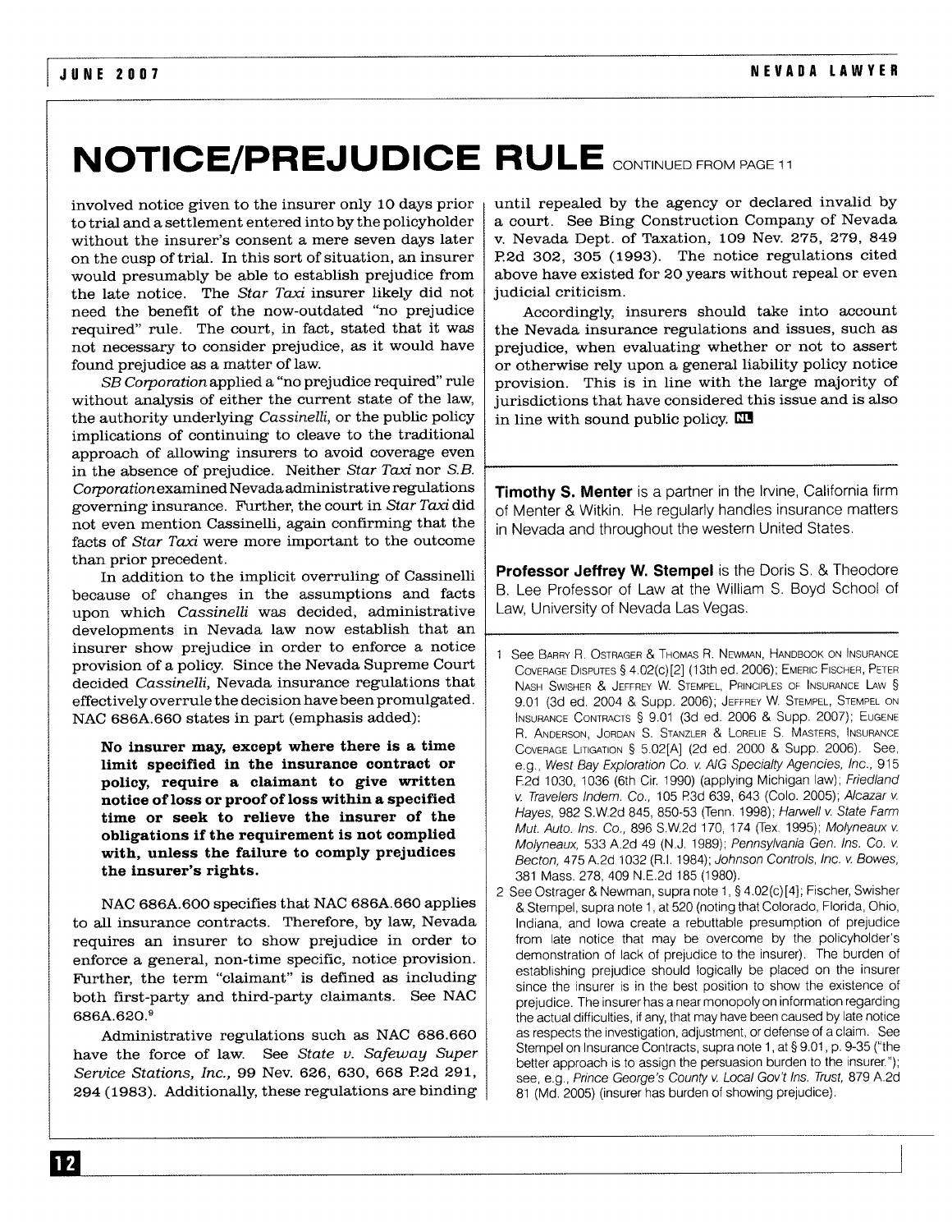# NOTICE/PREJUDICE RULE CONTINUED FROM PAGE 11

involved notice given to the insurer only 10 days prior to trial and a settlement entered into by the policyholder without the insurer's consent a mere seven days later on the cusp of trial. In this sort of situation, an insurer would presumably be able to establish prejudice from the late notice. The *Star Taxi* insurer likely did not need the benefit of the now-outdated "no prejudice required" rule. The court, in fact, stated that it was not necessary to consider prejudice, as it would have found prejudice as a matter of law.

*SB Corporation* applied a "no prejudice required" rule without analysis of either the current state of the law, the authority underlying *Cassinelli*, or the public policy implications of continuing to cleave to the traditional approach of allowing insurers to avoid coverage even in the absence of prejudice. Neither *Star Taxi* nor *S.B. Corporation* examined Nevada administrative regulations governing insurance. Further, the court in *Star Taxi* did not even mention Cassinelli, again confirming that the facts of *Star Taxi* were more important to the outcome than prior precedent.

In addition to the implicit overruling of Cassinelli because of changes in the assumptions and facts upon which *Cassinelli* was decided, administrative developments in Nevada law now establish that an insurer show prejudice in order to enforce a notice provision of a policy. Since the Nevada Supreme Court decided *Cassinelli*, Nevada insurance regulations that effectively overrule the decision have been promulgated. NAC 686A.660 states in part (emphasis added):

> **No insurer may, except where there is a time limit specified in the insurance contract or policy, require a claimant to give written notice of loss or proof of loss within a specified time or seek to relieve the insurer of the obligations if the requirement is not complied with, unless the failure to comply prejudices the insurer's rights.**

NAC 686A.600 specifies that NAC 686A.660 applies to all insurance contracts. Therefore, by law, Nevada requires an insurer to show prejudice in order to enforce a general, non-time specific, notice provision. Further, the term "claimant" is defined as including both first-party and third-party claimants. See NAC 686A.620.[9]

Administrative regulations such as NAC 686.660 have the force of law. See *State v. Safeway Super Service Stations, Inc.*, 99 Nev. 626, 630, 668 P.2d 291, 294 (1983). Additionally, these regulations are binding until repealed by the agency or declared invalid by a court. See Bing Construction Company of Nevada v. Nevada Dept. of Taxation, 109 Nev. 275, 279, 849 P.2d 302, 305 (1993). The notice regulations cited above have existed for 20 years without repeal or even judicial criticism.

Accordingly, insurers should take into account the Nevada insurance regulations and issues, such as prejudice, when evaluating whether or not to assert or otherwise rely upon a general liability policy notice provision. This is in line with the large majority of jurisdictions that have considered this issue and is also in line with sound public policy.

---

**Timothy S. Menter** is a partner in the Irvine, California firm of Menter & Witkin. He regularly handles insurance matters in Nevada and throughout the western United States.

**Professor Jeffrey W. Stempel** is the Doris S. & Theodore B. Lee Professor of Law at the William S. Boyd School of Law, University of Nevada Las Vegas.

---

1 See Barry R. Ostrager & Thomas R. Newman, Handbook on Insurance Coverage Disputes § 4.02(c)[2] (13th ed. 2006); Emeric Fischer, Peter Nash Swisher & Jeffrey W. Stempel, Principles of Insurance Law § 9.01 (3d ed. 2004 & Supp. 2006); Jeffrey W. Stempel, Stempel on Insurance Contracts § 9.01 (3d ed. 2006 & Supp. 2007); Eugene R. Anderson, Jordan S. Stanzler & Lorelie S. Masters, Insurance Coverage Litigation § 5.02[A] (2d ed. 2000 & Supp. 2006). See, e.g., *West Bay Exploration Co. v. AIG Specialty Agencies, Inc.*, 915 F.2d 1030, 1036 (6th Cir. 1990) (applying Michigan law); *Friedland v. Travelers Indem. Co.*, 105 P.3d 639, 643 (Colo. 2005); *Alcazar v. Hayes*, 982 S.W.2d 845, 850-53 (Tenn. 1998); *Harwell v. State Farm Mut. Auto. Ins. Co.*, 896 S.W.2d 170, 174 (Tex. 1995); *Molyneaux v. Molyneaux*, 533 A.2d 49 (N.J. 1989); *Pennsylvania Gen. Ins. Co. v. Becton*, 475 A.2d 1032 (R.I. 1984); *Johnson Controls, Inc. v. Bowes*, 381 Mass. 278, 409 N.E.2d 185 (1980).

2 See Ostrager & Newman, supra note 1, § 4.02(c)[4]; Fischer, Swisher & Stempel, supra note 1, at 520 (noting that Colorado, Florida, Ohio, Indiana, and Iowa create a rebuttable presumption of prejudice from late notice that may be overcome by the policyholder's demonstration of lack of prejudice to the insurer). The burden of establishing prejudice should logically be placed on the insurer since the insurer is in the best position to show the existence of prejudice. The insurer has a near monopoly on information regarding the actual difficulties, if any, that may have been caused by late notice as respects the investigation, adjustment, or defense of a claim. See Stempel on Insurance Contracts, supra note 1, at § 9.01, p. 9-35 ("the better approach is to assign the persuasion burden to the insurer."); see, e.g., *Prince George's County v. Local Gov't Ins. Trust*, 879 A.2d 81 (Md. 2005) (insurer has burden of showing prejudice).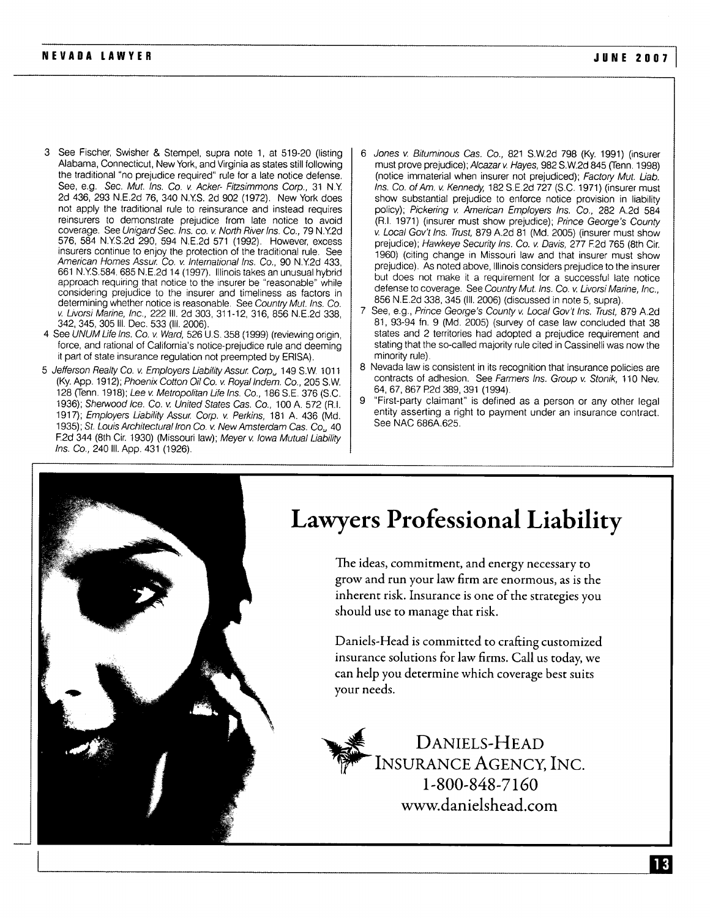3 See Fischer, Swisher & Stempel, supra note 1, at 519-20 (listing Alabama, Connecticut, New York, and Virginia as states still following the traditional "no prejudice required" rule for a late notice defense. See, e.g. *Sec. Mut. Ins. Co. v. Acker- Fitzsimmons Corp.*, 31 N.Y. 2d 436, 293 N.E.2d 76, 340 N.Y.S. 2d 902 (1972). New York does not apply the traditional rule to reinsurance and instead requires reinsurers to demonstrate prejudice from late notice to avoid coverage. See *Unigard Sec. Ins. co. v. North River Ins. Co.*, 79 N.Y.2d 576, 584 N.Y.S.2d 290, 594 N.E.2d 571 (1992). However, excess insurers continue to enjoy the protection of the traditional rule. See *American Homes Assur. Co. v. International Ins. Co.*, 90 N.Y.2d 433, 661 N.Y.S.584, 685 N.E.2d 14 (1997). Illinois takes an unusual hybrid approach requiring that notice to the insurer be "reasonable" while considering prejudice to the insurer and timeliness as factors in determining whether notice is reasonable. See *Country Mut. Ins. Co. v. Livorsi Marine, Inc.*, 222 Ill. 2d 303, 311-12, 316, 856 N.E.2d 338, 342, 345, 305 Ill. Dec. 533 (Ill. 2006).

4 See *UNUM Life Ins. Co. v. Ward*, 526 U.S. 358 (1999) (reviewing origin, force, and rational of California's notice-prejudice rule and deeming it part of state insurance regulation not preempted by ERISA).

5 *Jefferson Realty Co. v. Employers Liability Assur. Corp.*, 149 S.W. 1011 (Ky. App. 1912); *Phoenix Cotton Oil Co. v. Royal Indem. Co.*, 205 S.W. 128 (Tenn. 1918); *Lee v. Metropolitan Life Ins. Co.*, 186 S.E. 376 (S.C. 1936); *Sherwood Ice. Co. v. United States Cas. Co.*, 100 A. 572 (R.I. 1917); *Employers Liability Assur. Corp. v. Perkins*, 181 A. 436 (Md. 1935); *St. Louis Architectural Iron Co. v. New Amsterdam Cas. Co.*, 40 F.2d 344 (8th Cir. 1930) (Missouri law); *Meyer v. Iowa Mutual Liability Ins. Co.*, 240 Ill. App. 431 (1926).

6 *Jones v. Bituminous Cas. Co.*, 821 S.W.2d 798 (Ky. 1991) (insurer must prove prejudice); *Alcazar v. Hayes*, 982 S.W.2d 845 (Tenn. 1998) (notice immaterial when insurer not prejudiced); *Factory Mut. Liab. Ins. Co. of Am. v. Kennedy*, 182 S.E.2d 727 (S.C. 1971) (insurer must show substantial prejudice to enforce notice provision in liability policy); *Pickering v. American Employers Ins. Co.*, 282 A.2d 584 (R.I. 1971) (insurer must show prejudice); *Prince George's County v. Local Gov't Ins. Trust*, 879 A.2d 81 (Md. 2005) (insurer must show prejudice); *Hawkeye Security Ins. Co. v. Davis*, 277 F.2d 765 (8th Cir. 1960) (citing change in Missouri law and that insurer must show prejudice). As noted above, Illinois considers prejudice to the insurer but does not make it a requirement for a successful late notice defense to coverage. See *Country Mut. Ins. Co. v. Livorsi Marine, Inc.*, 856 N.E.2d 338, 345 (Ill. 2006) (discussed in note 5, supra).

7 See, e.g., *Prince George's County v. Local Gov't Ins. Trust*, 879 A.2d 81, 93-94 fn. 9 (Md. 2005) (survey of case law concluded that 38 states and 2 territories had adopted a prejudice requirement and stating that the so-called majority rule cited in Cassinelli was now the minority rule).

8 Nevada law is consistent in its recognition that insurance policies are contracts of adhesion. See *Farmers Ins. Group v. Stonik*, 110 Nev. 64, 67, 867 P.2d 389, 391 (1994).

9 "First-party claimant" is defined as a person or any other legal entity asserting a right to payment under an insurance contract. See NAC 686A.625.

# Lawyers Professional Liability

The ideas, commitment, and energy necessary to grow and run your law firm are enormous, as is the inherent risk. Insurance is one of the strategies you should use to manage that risk.

Daniels-Head is committed to crafting customized insurance solutions for law firms. Call us today, we can help you determine which coverage best suits your needs.

DANIELS-HEAD
INSURANCE AGENCY, INC.
1-800-848-7160
www.danielshead.com